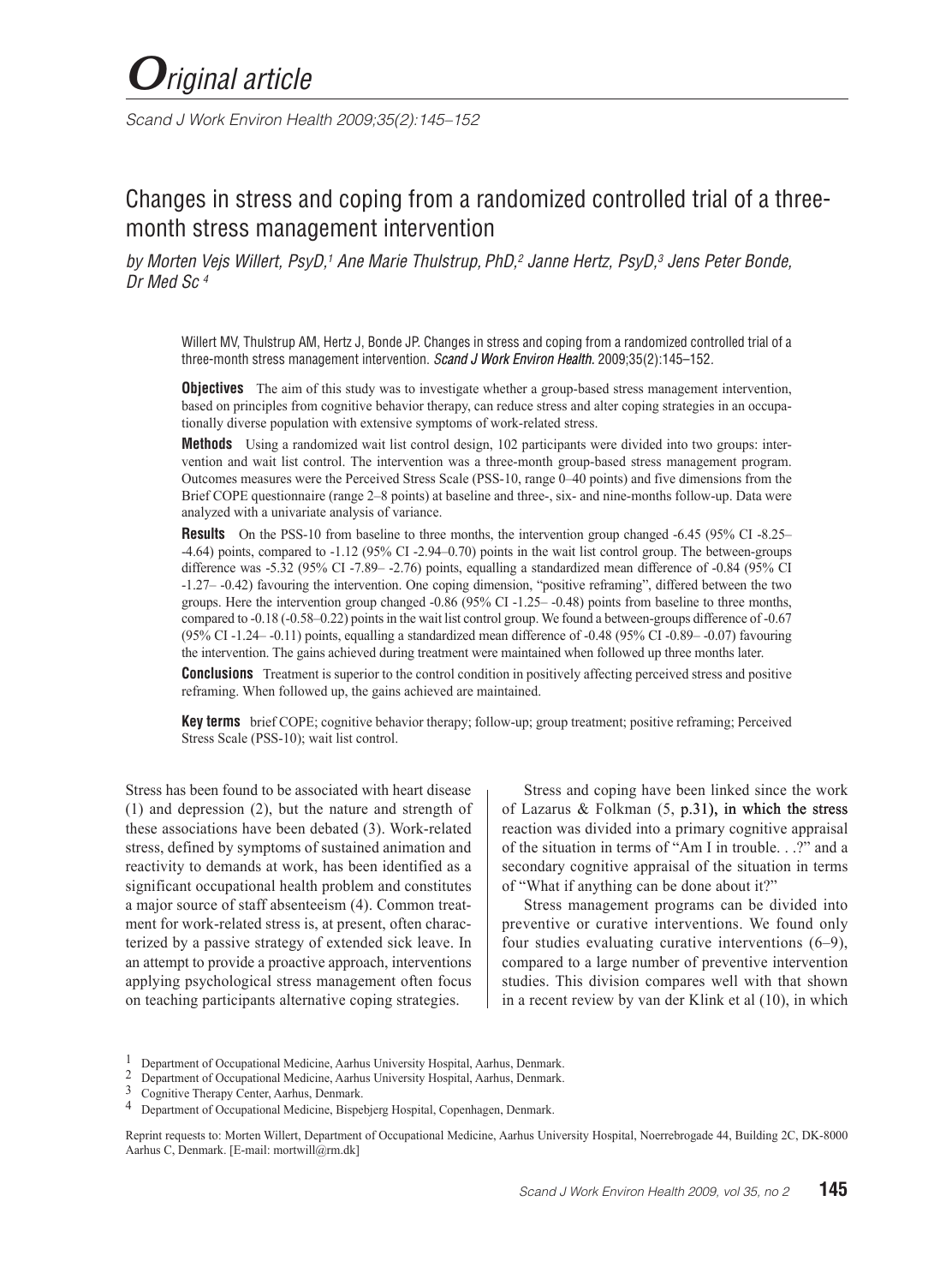# Original article

# Changes in stress and coping from a randomized controlled trial of a three-month stress management intervention

*by Morten Vejs Willert, PsyD,[1] Ane Marie Thulstrup, PhD,[2] Janne Hertz, PsyD,[3] Jens Peter Bonde, Dr Med Sc [4]*

Willert MV, Thulstrup AM, Hertz J, Bonde JP. Changes in stress and coping from a randomized controlled trial of a three-month stress management intervention. *Scand J Work Environ Health.* 2009;35(2):145–152.

**Objectives** The aim of this study was to investigate whether a group-based stress management intervention, based on principles from cognitive behavior therapy, can reduce stress and alter coping strategies in an occupationally diverse population with extensive symptoms of work-related stress.

**Methods** Using a randomized wait list control design, 102 participants were divided into two groups: intervention and wait list control. The intervention was a three-month group-based stress management program. Outcomes measures were the Perceived Stress Scale (PSS-10, range 0–40 points) and five dimensions from the Brief COPE questionnaire (range 2–8 points) at baseline and three-, six- and nine-months follow-up. Data were analyzed with a univariate analysis of variance.

**Results** On the PSS-10 from baseline to three months, the intervention group changed -6.45 (95% CI -8.25– -4.64) points, compared to -1.12 (95% CI -2.94–0.70) points in the wait list control group. The between-groups difference was -5.32 (95% CI -7.89– -2.76) points, equalling a standardized mean difference of -0.84 (95% CI -1.27– -0.42) favouring the intervention. One coping dimension, "positive reframing", differed between the two groups. Here the intervention group changed -0.86 (95% CI -1.25– -0.48) points from baseline to three months, compared to -0.18 (-0.58–0.22) points in the wait list control group. We found a between-groups difference of -0.67 (95% CI -1.24– -0.11) points, equalling a standardized mean difference of -0.48 (95% CI -0.89– -0.07) favouring the intervention. The gains achieved during treatment were maintained when followed up three months later.

**Conclusions** Treatment is superior to the control condition in positively affecting perceived stress and positive reframing. When followed up, the gains achieved are maintained.

**Key terms** brief COPE; cognitive behavior therapy; follow-up; group treatment; positive reframing; Perceived Stress Scale (PSS-10); wait list control.

Stress has been found to be associated with heart disease (1) and depression (2), but the nature and strength of these associations have been debated (3). Work-related stress, defined by symptoms of sustained animation and reactivity to demands at work, has been identified as a significant occupational health problem and constitutes a major source of staff absenteeism (4). Common treatment for work-related stress is, at present, often characterized by a passive strategy of extended sick leave. In an attempt to provide a proactive approach, interventions applying psychological stress management often focus on teaching participants alternative coping strategies.

Stress and coping have been linked since the work of Lazarus & Folkman (5, p.31), in which the stress reaction was divided into a primary cognitive appraisal of the situation in terms of "Am I in trouble. . .?" and a secondary cognitive appraisal of the situation in terms of "What if anything can be done about it?"

Stress management programs can be divided into preventive or curative interventions. We found only four studies evaluating curative interventions (6–9), compared to a large number of preventive intervention studies. This division compares well with that shown in a recent review by van der Klink et al (10), in which

[1] Department of Occupational Medicine, Aarhus University Hospital, Aarhus, Denmark.
[2] Department of Occupational Medicine, Aarhus University Hospital, Aarhus, Denmark.
[3] Cognitive Therapy Center, Aarhus, Denmark.
[4] Department of Occupational Medicine, Bispebjerg Hospital, Copenhagen, Denmark.

Reprint requests to: Morten Willert, Department of Occupational Medicine, Aarhus University Hospital, Noerrebrogade 44, Building 2C, DK-8000 Aarhus C, Denmark. [E-mail: mortwill@rm.dk]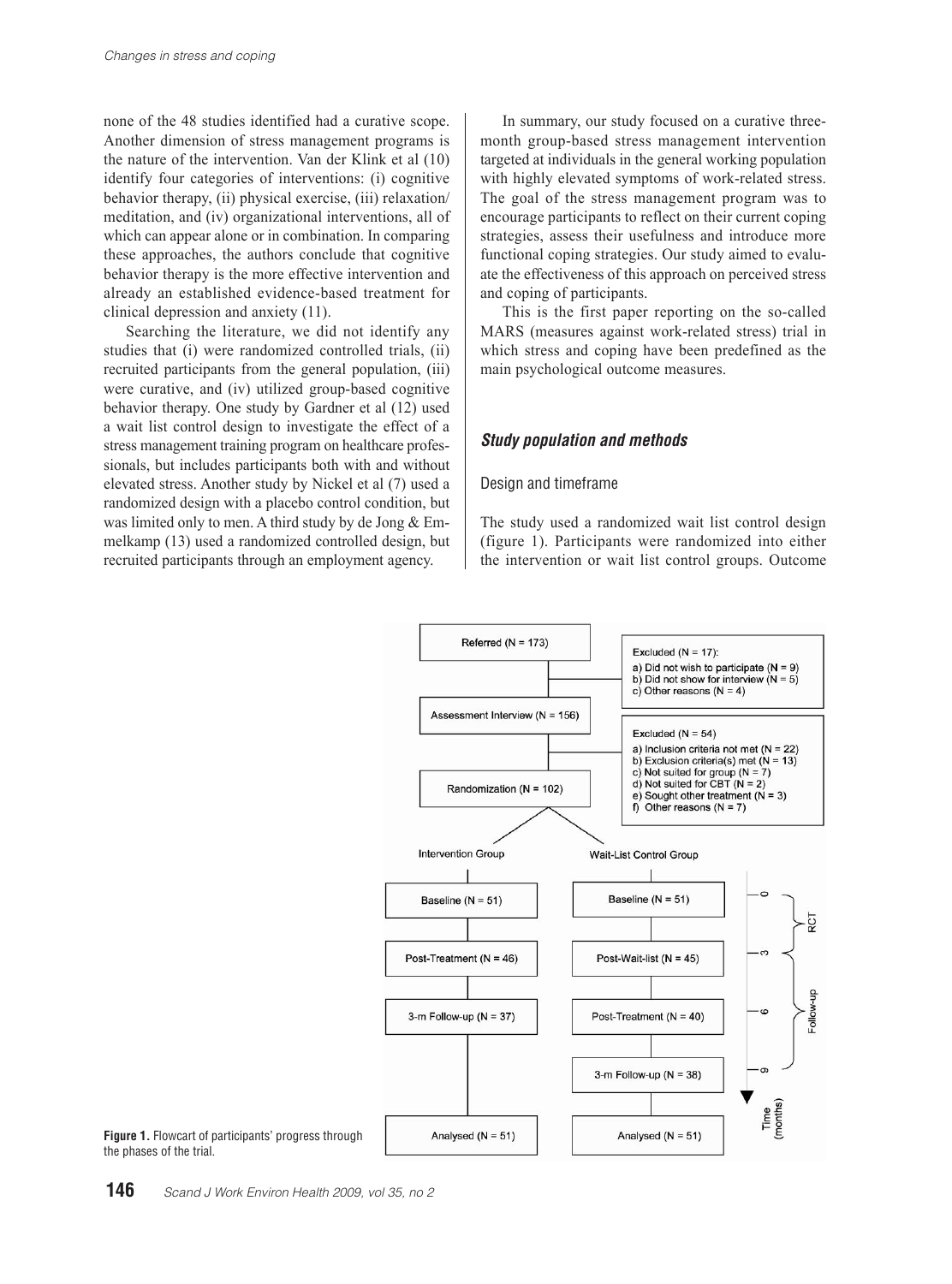none of the 48 studies identified had a curative scope. Another dimension of stress management programs is the nature of the intervention. Van der Klink et al (10) identify four categories of interventions: (i) cognitive behavior therapy, (ii) physical exercise, (iii) relaxation/meditation, and (iv) organizational interventions, all of which can appear alone or in combination. In comparing these approaches, the authors conclude that cognitive behavior therapy is the more effective intervention and already an established evidence-based treatment for clinical depression and anxiety (11).

Searching the literature, we did not identify any studies that (i) were randomized controlled trials, (ii) recruited participants from the general population, (iii) were curative, and (iv) utilized group-based cognitive behavior therapy. One study by Gardner et al (12) used a wait list control design to investigate the effect of a stress management training program on healthcare professionals, but includes participants both with and without elevated stress. Another study by Nickel et al (7) used a randomized design with a placebo control condition, but was limited only to men. A third study by de Jong & Emmelkamp (13) used a randomized controlled design, but recruited participants through an employment agency.

In summary, our study focused on a curative three-month group-based stress management intervention targeted at individuals in the general working population with highly elevated symptoms of work-related stress. The goal of the stress management program was to encourage participants to reflect on their current coping strategies, assess their usefulness and introduce more functional coping strategies. Our study aimed to evaluate the effectiveness of this approach on perceived stress and coping of participants.

This is the first paper reporting on the so-called MARS (measures against work-related stress) trial in which stress and coping have been predefined as the main psychological outcome measures.

## *Study population and methods*

### Design and timeframe

The study used a randomized wait list control design (figure 1). Participants were randomized into either the intervention or wait list control groups. Outcome

Referred (N = 173)

Excluded (N = 17):
a) Did not wish to participate (N = 9)
b) Did not show for interview (N = 5)
c) Other reasons (N = 4)

Assessment Interview (N = 156)

Excluded (N = 54)
a) Inclusion criteria not met (N = 22)
b) Exclusion criteria(s) met (N = 13)
c) Not suited for group (N = 7)
d) Not suited for CBT (N = 2)
e) Sought other treatment (N = 3)
f) Other reasons (N = 7)

Randomization (N = 102)

| Intervention Group | Wait-List Control Group | Time (months) | |
|---|---|---|---|
| Baseline (N = 51) | Baseline (N = 51) | 0 | RCT |
| Post-Treatment (N = 46) | Post-Wait-list (N = 45) | 3 | RCT / Follow-up |
| 3-m Follow-up (N = 37) | Post-Treatment (N = 40) | 6 | Follow-up |
| | 3-m Follow-up (N = 38) | 9 | Follow-up |
| Analysed (N = 51) | Analysed (N = 51) | | |

**Figure 1.** Flowcart of participants' progress through the phases of the trial.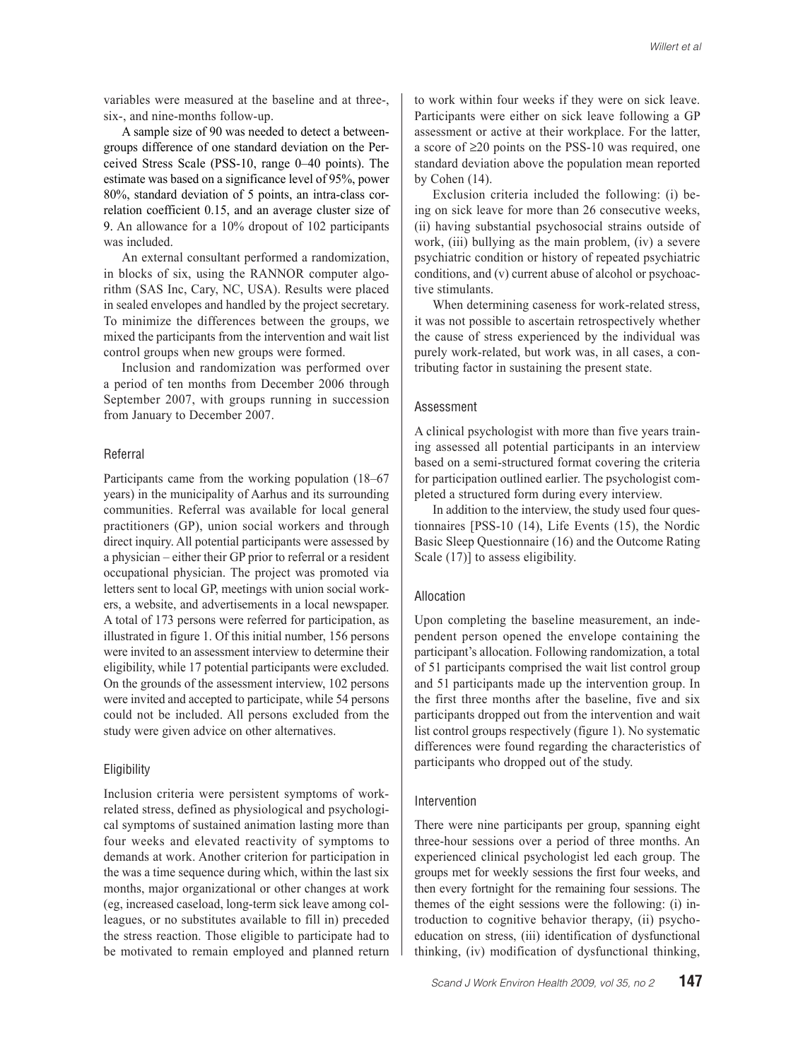variables were measured at the baseline and at three-, six-, and nine-months follow-up.

A sample size of 90 was needed to detect a between-groups difference of one standard deviation on the Perceived Stress Scale (PSS-10, range 0–40 points). The estimate was based on a significance level of 95%, power 80%, standard deviation of 5 points, an intra-class correlation coefficient 0.15, and an average cluster size of 9. An allowance for a 10% dropout of 102 participants was included.

An external consultant performed a randomization, in blocks of six, using the RANNOR computer algorithm (SAS Inc, Cary, NC, USA). Results were placed in sealed envelopes and handled by the project secretary. To minimize the differences between the groups, we mixed the participants from the intervention and wait list control groups when new groups were formed.

Inclusion and randomization was performed over a period of ten months from December 2006 through September 2007, with groups running in succession from January to December 2007.

### Referral

Participants came from the working population (18–67 years) in the municipality of Aarhus and its surrounding communities. Referral was available for local general practitioners (GP), union social workers and through direct inquiry. All potential participants were assessed by a physician – either their GP prior to referral or a resident occupational physician. The project was promoted via letters sent to local GP, meetings with union social workers, a website, and advertisements in a local newspaper. A total of 173 persons were referred for participation, as illustrated in figure 1. Of this initial number, 156 persons were invited to an assessment interview to determine their eligibility, while 17 potential participants were excluded. On the grounds of the assessment interview, 102 persons were invited and accepted to participate, while 54 persons could not be included. All persons excluded from the study were given advice on other alternatives.

### Eligibility

Inclusion criteria were persistent symptoms of work-related stress, defined as physiological and psychological symptoms of sustained animation lasting more than four weeks and elevated reactivity of symptoms to demands at work. Another criterion for participation in the was a time sequence during which, within the last six months, major organizational or other changes at work (eg, increased caseload, long-term sick leave among colleagues, or no substitutes available to fill in) preceded the stress reaction. Those eligible to participate had to be motivated to remain employed and planned return to work within four weeks if they were on sick leave. Participants were either on sick leave following a GP assessment or active at their workplace. For the latter, a score of ≥20 points on the PSS-10 was required, one standard deviation above the population mean reported by Cohen (14).

Exclusion criteria included the following: (i) being on sick leave for more than 26 consecutive weeks, (ii) having substantial psychosocial strains outside of work, (iii) bullying as the main problem, (iv) a severe psychiatric condition or history of repeated psychiatric conditions, and (v) current abuse of alcohol or psychoactive stimulants.

When determining caseness for work-related stress, it was not possible to ascertain retrospectively whether the cause of stress experienced by the individual was purely work-related, but work was, in all cases, a contributing factor in sustaining the present state.

### Assessment

A clinical psychologist with more than five years training assessed all potential participants in an interview based on a semi-structured format covering the criteria for participation outlined earlier. The psychologist completed a structured form during every interview.

In addition to the interview, the study used four questionnaires [PSS-10 (14), Life Events (15), the Nordic Basic Sleep Questionnaire (16) and the Outcome Rating Scale (17)] to assess eligibility.

### Allocation

Upon completing the baseline measurement, an independent person opened the envelope containing the participant's allocation. Following randomization, a total of 51 participants comprised the wait list control group and 51 participants made up the intervention group. In the first three months after the baseline, five and six participants dropped out from the intervention and wait list control groups respectively (figure 1). No systematic differences were found regarding the characteristics of participants who dropped out of the study.

### Intervention

There were nine participants per group, spanning eight three-hour sessions over a period of three months. An experienced clinical psychologist led each group. The groups met for weekly sessions the first four weeks, and then every fortnight for the remaining four sessions. The themes of the eight sessions were the following: (i) introduction to cognitive behavior therapy, (ii) psychoeducation on stress, (iii) identification of dysfunctional thinking, (iv) modification of dysfunctional thinking,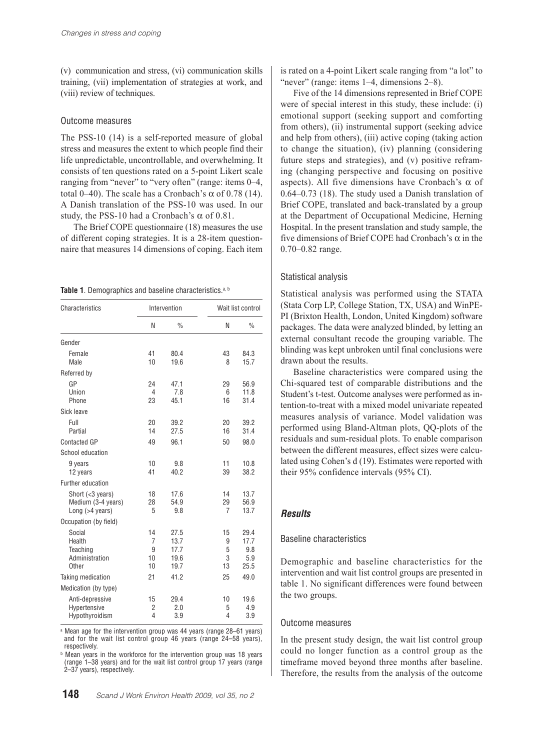(v) communication and stress, (vi) communication skills training, (vii) implementation of strategies at work, and (viii) review of techniques.

### Outcome measures

The PSS-10 (14) is a self-reported measure of global stress and measures the extent to which people find their life unpredictable, uncontrollable, and overwhelming. It consists of ten questions rated on a 5-point Likert scale ranging from "never" to "very often" (range: items 0–4, total 0–40). The scale has a Cronbach's $\alpha$ of 0.78 (14). A Danish translation of the PSS-10 was used. In our study, the PSS-10 had a Cronbach's $\alpha$ of 0.81.

The Brief COPE questionnaire (18) measures the use of different coping strategies. It is a 28-item questionnaire that measures 14 dimensions of coping. Each item is rated on a 4-point Likert scale ranging from "a lot" to "never" (range: items 1–4, dimensions 2–8).

Five of the 14 dimensions represented in Brief COPE were of special interest in this study, these include: (i) emotional support (seeking support and comforting from others), (ii) instrumental support (seeking advice and help from others), (iii) active coping (taking action to change the situation), (iv) planning (considering future steps and strategies), and (v) positive reframing (changing perspective and focusing on positive aspects). All five dimensions have Cronbach's $\alpha$ of 0.64–0.73 (18). The study used a Danish translation of Brief COPE, translated and back-translated by a group at the Department of Occupational Medicine, Herning Hospital. In the present translation and study sample, the five dimensions of Brief COPE had Cronbach's $\alpha$ in the 0.70–0.82 range.

**Table 1**. Demographics and baseline characteristics.[a, b]

| Characteristics | Intervention | | Wait list control | |
|---|---|---|---|---|
| | N | % | N | % |
| Gender | | | | |
| Female | 41 | 80.4 | 43 | 84.3 |
| Male | 10 | 19.6 | 8 | 15.7 |
| Referred by | | | | |
| GP | 24 | 47.1 | 29 | 56.9 |
| Union | 4 | 7.8 | 6 | 11.8 |
| Phone | 23 | 45.1 | 16 | 31.4 |
| Sick leave | | | | |
| Full | 20 | 39.2 | 20 | 39.2 |
| Partial | 14 | 27.5 | 16 | 31.4 |
| Contacted GP | 49 | 96.1 | 50 | 98.0 |
| School education | | | | |
| 9 years | 10 | 9.8 | 11 | 10.8 |
| 12 years | 41 | 40.2 | 39 | 38.2 |
| Further education | | | | |
| Short (<3 years) | 18 | 17.6 | 14 | 13.7 |
| Medium (3-4 years) | 28 | 54.9 | 29 | 56.9 |
| Long (>4 years) | 5 | 9.8 | 7 | 13.7 |
| Occupation (by field) | | | | |
| Social | 14 | 27.5 | 15 | 29.4 |
| Health | 7 | 13.7 | 9 | 17.7 |
| Teaching | 9 | 17.7 | 5 | 9.8 |
| Administration | 10 | 19.6 | 3 | 5.9 |
| Other | 10 | 19.7 | 13 | 25.5 |
| Taking medication | 21 | 41.2 | 25 | 49.0 |
| Medication (by type) | | | | |
| Anti-depressive | 15 | 29.4 | 10 | 19.6 |
| Hypertensive | 2 | 2.0 | 5 | 4.9 |
| Hypothyroidism | 4 | 3.9 | 4 | 3.9 |

[a] Mean age for the intervention group was 44 years (range 28–61 years) and for the wait list control group 46 years (range 24–58 years), respectively.

[b] Mean years in the workforce for the intervention group was 18 years (range 1–38 years) and for the wait list control group 17 years (range 2–37 years), respectively.

### Statistical analysis

Statistical analysis was performed using the STATA (Stata Corp LP, College Station, TX, USA) and WinPEPI (Brixton Health, London, United Kingdom) software packages. The data were analyzed blinded, by letting an external consultant recode the grouping variable. The blinding was kept unbroken until final conclusions were drawn about the results.

Baseline characteristics were compared using the Chi-squared test of comparable distributions and the Student's t-test. Outcome analyses were performed as intention-to-treat with a mixed model univariate repeated measures analysis of variance. Model validation was performed using Bland-Altman plots, QQ-plots of the residuals and sum-residual plots. To enable comparison between the different measures, effect sizes were calculated using Cohen's d (19). Estimates were reported with their 95% confidence intervals (95% CI).

## *Results*

### Baseline characteristics

Demographic and baseline characteristics for the intervention and wait list control groups are presented in table 1. No significant differences were found between the two groups.

### Outcome measures

In the present study design, the wait list control group could no longer function as a control group as the timeframe moved beyond three months after baseline. Therefore, the results from the analysis of the outcome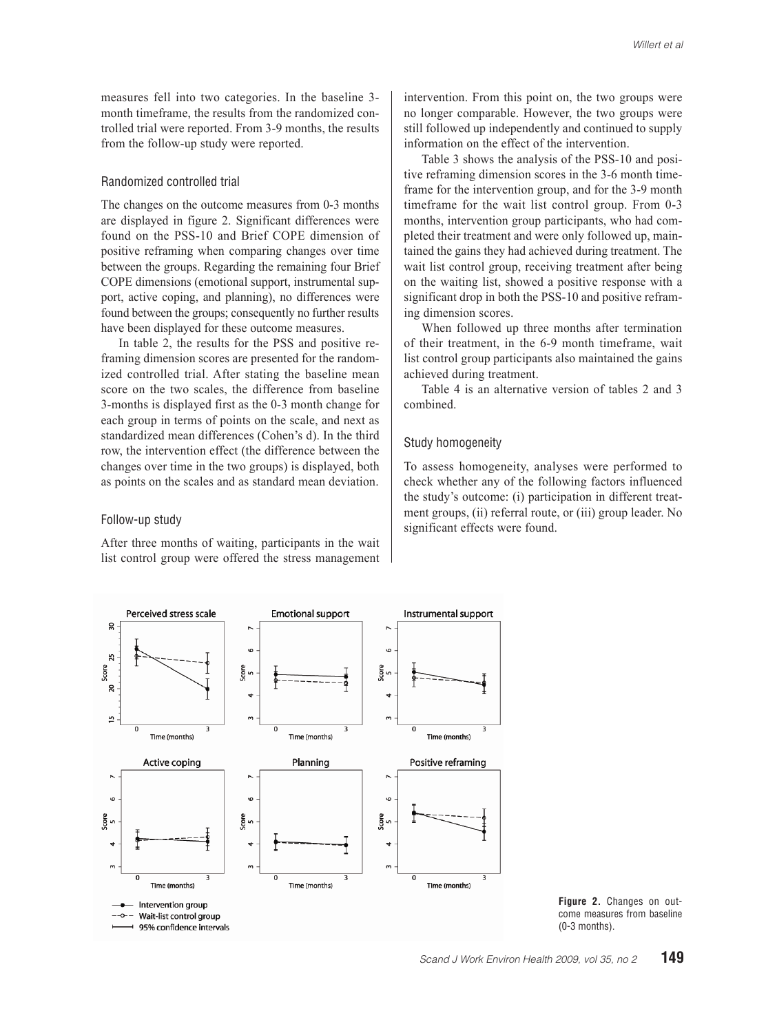measures fell into two categories. In the baseline 3-month timeframe, the results from the randomized controlled trial were reported. From 3-9 months, the results from the follow-up study were reported.

### Randomized controlled trial

The changes on the outcome measures from 0-3 months are displayed in figure 2. Significant differences were found on the PSS-10 and Brief COPE dimension of positive reframing when comparing changes over time between the groups. Regarding the remaining four Brief COPE dimensions (emotional support, instrumental support, active coping, and planning), no differences were found between the groups; consequently no further results have been displayed for these outcome measures.

In table 2, the results for the PSS and positive reframing dimension scores are presented for the randomized controlled trial. After stating the baseline mean score on the two scales, the difference from baseline 3-months is displayed first as the 0-3 month change for each group in terms of points on the scale, and next as standardized mean differences (Cohen's d). In the third row, the intervention effect (the difference between the changes over time in the two groups) is displayed, both as points on the scales and as standard mean deviation.

### Follow-up study

After three months of waiting, participants in the wait list control group were offered the stress management intervention. From this point on, the two groups were no longer comparable. However, the two groups were still followed up independently and continued to supply information on the effect of the intervention.

Table 3 shows the analysis of the PSS-10 and positive reframing dimension scores in the 3-6 month timeframe for the intervention group, and for the 3-9 month timeframe for the wait list control group. From 0-3 months, intervention group participants, who had completed their treatment and were only followed up, maintained the gains they had achieved during treatment. The wait list control group, receiving treatment after being on the waiting list, showed a positive response with a significant drop in both the PSS-10 and positive reframing dimension scores.

When followed up three months after termination of their treatment, in the 6-9 month timeframe, wait list control group participants also maintained the gains achieved during treatment.

Table 4 is an alternative version of tables 2 and 3 combined.

### Study homogeneity

To assess homogeneity, analyses were performed to check whether any of the following factors influenced the study's outcome: (i) participation in different treatment groups, (ii) referral route, or (iii) group leader. No significant effects were found.

**Figure 2.** Changes on outcome measures from baseline (0-3 months).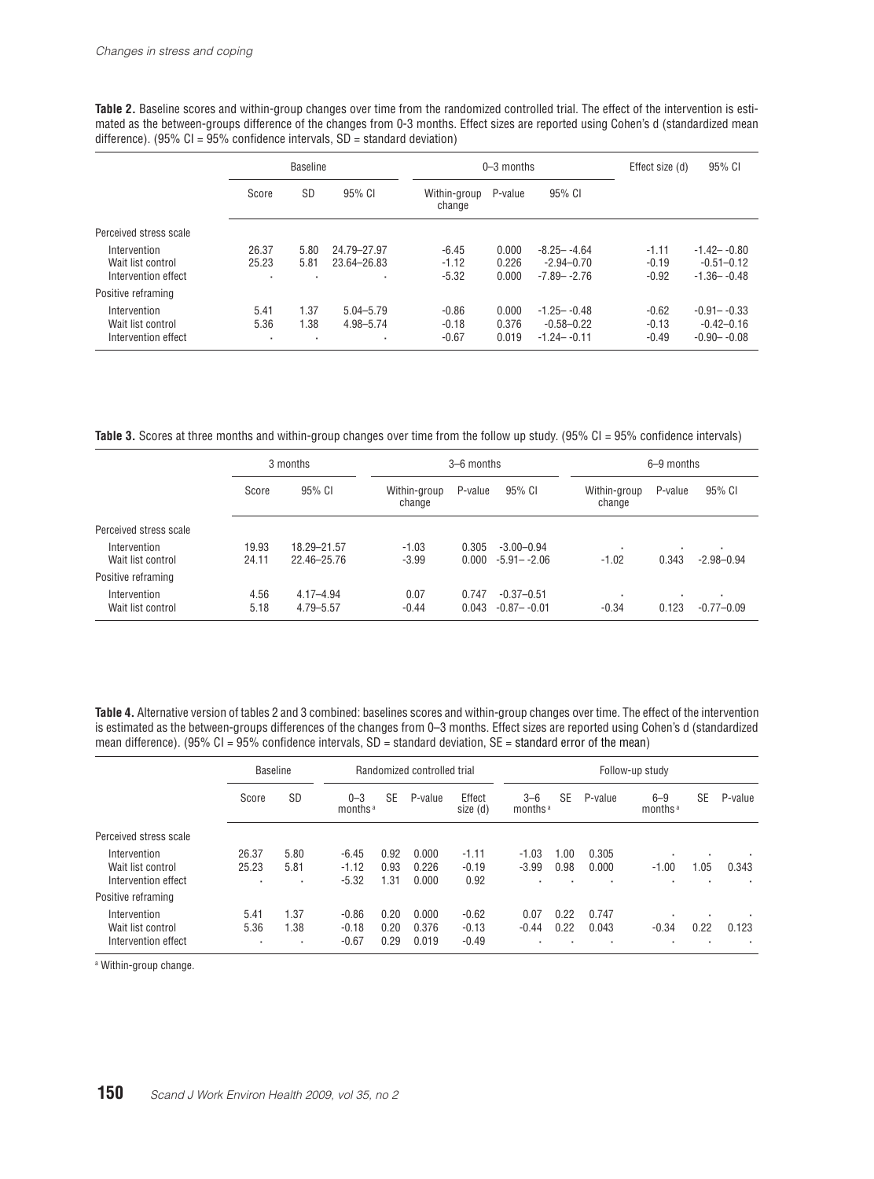**Table 2.** Baseline scores and within-group changes over time from the randomized controlled trial. The effect of the intervention is estimated as the between-groups difference of the changes from 0-3 months. Effect sizes are reported using Cohen's d (standardized mean difference). (95% CI = 95% confidence intervals, SD = standard deviation)

| | Baseline | | | 0–3 months | | | Effect size (d) | 95% CI |
|---|---|---|---|---|---|---|---|---|
| | Score | SD | 95% CI | Within-group change | P-value | 95% CI | | |
| Perceived stress scale | | | | | | | | |
| Intervention | 26.37 | 5.80 | 24.79–27.97 | -6.45 | 0.000 | -8.25– -4.64 | -1.11 | -1.42– -0.80 |
| Wait list control | 25.23 | 5.81 | 23.64–26.83 | -1.12 | 0.226 | -2.94–0.70 | -0.19 | -0.51–0.12 |
| Intervention effect | · | · | · | -5.32 | 0.000 | -7.89– -2.76 | -0.92 | -1.36– -0.48 |
| Positive reframing | | | | | | | | |
| Intervention | 5.41 | 1.37 | 5.04–5.79 | -0.86 | 0.000 | -1.25– -0.48 | -0.62 | -0.91– -0.33 |
| Wait list control | 5.36 | 1.38 | 4.98–5.74 | -0.18 | 0.376 | -0.58–0.22 | -0.13 | -0.42–0.16 |
| Intervention effect | · | · | · | -0.67 | 0.019 | -1.24– -0.11 | -0.49 | -0.90– -0.08 |

**Table 3.** Scores at three months and within-group changes over time from the follow up study. (95% CI = 95% confidence intervals)

| | 3 months | | 3–6 months | | | 6–9 months | | |
|---|---|---|---|---|---|---|---|---|
| | Score | 95% CI | Within-group change | P-value | 95% CI | Within-group change | P-value | 95% CI |
| Perceived stress scale | | | | | | | | |
| Intervention | 19.93 | 18.29–21.57 | -1.03 | 0.305 | -3.00–0.94 | · | · | · |
| Wait list control | 24.11 | 22.46–25.76 | -3.99 | 0.000 | -5.91– -2.06 | -1.02 | 0.343 | -2.98–0.94 |
| Positive reframing | | | | | | | | |
| Intervention | 4.56 | 4.17–4.94 | 0.07 | 0.747 | -0.37–0.51 | · | · | · |
| Wait list control | 5.18 | 4.79–5.57 | -0.44 | 0.043 | -0.87– -0.01 | -0.34 | 0.123 | -0.77–0.09 |

**Table 4.** Alternative version of tables 2 and 3 combined: baselines scores and within-group changes over time. The effect of the intervention is estimated as the between-groups differences of the changes from 0–3 months. Effect sizes are reported using Cohen's d (standardized mean difference). (95% CI = 95% confidence intervals, SD = standard deviation, SE = standard error of the mean)

| | Baseline | | Randomized controlled trial | | | | Follow-up study | | | | | |
|---|---|---|---|---|---|---|---|---|---|---|---|---|
| | Score | SD | 0–3 months [a] | SE | P-value | Effect size (d) | 3–6 months [a] | SE | P-value | 6–9 months [a] | SE | P-value |
| Perceived stress scale | | | | | | | | | | | | |
| Intervention | 26.37 | 5.80 | -6.45 | 0.92 | 0.000 | -1.11 | -1.03 | 1.00 | 0.305 | · | · | · |
| Wait list control | 25.23 | 5.81 | -1.12 | 0.93 | 0.226 | -0.19 | -3.99 | 0.98 | 0.000 | -1.00 | 1.05 | 0.343 |
| Intervention effect | · | · | -5.32 | 1.31 | 0.000 | 0.92 | · | · | · | · | · | · |
| Positive reframing | | | | | | | | | | | | |
| Intervention | 5.41 | 1.37 | -0.86 | 0.20 | 0.000 | -0.62 | 0.07 | 0.22 | 0.747 | · | · | · |
| Wait list control | 5.36 | 1.38 | -0.18 | 0.20 | 0.376 | -0.13 | -0.44 | 0.22 | 0.043 | -0.34 | 0.22 | 0.123 |
| Intervention effect | · | · | -0.67 | 0.29 | 0.019 | -0.49 | · | · | · | · | · | · |

[a] Within-group change.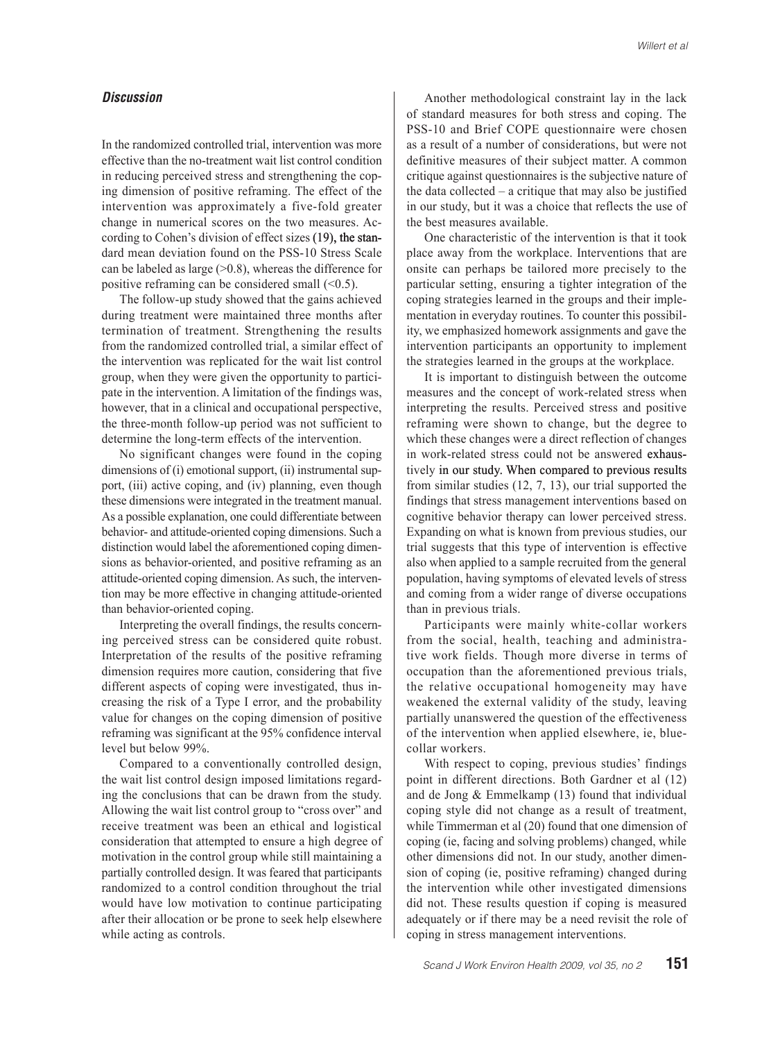## *Discussion*

In the randomized controlled trial, intervention was more effective than the no-treatment wait list control condition in reducing perceived stress and strengthening the coping dimension of positive reframing. The effect of the intervention was approximately a five-fold greater change in numerical scores on the two measures. According to Cohen's division of effect sizes (19), the standard mean deviation found on the PSS-10 Stress Scale can be labeled as large (>0.8), whereas the difference for positive reframing can be considered small (<0.5).

The follow-up study showed that the gains achieved during treatment were maintained three months after termination of treatment. Strengthening the results from the randomized controlled trial, a similar effect of the intervention was replicated for the wait list control group, when they were given the opportunity to participate in the intervention. A limitation of the findings was, however, that in a clinical and occupational perspective, the three-month follow-up period was not sufficient to determine the long-term effects of the intervention.

No significant changes were found in the coping dimensions of (i) emotional support, (ii) instrumental support, (iii) active coping, and (iv) planning, even though these dimensions were integrated in the treatment manual. As a possible explanation, one could differentiate between behavior- and attitude-oriented coping dimensions. Such a distinction would label the aforementioned coping dimensions as behavior-oriented, and positive reframing as an attitude-oriented coping dimension. As such, the intervention may be more effective in changing attitude-oriented than behavior-oriented coping.

Interpreting the overall findings, the results concerning perceived stress can be considered quite robust. Interpretation of the results of the positive reframing dimension requires more caution, considering that five different aspects of coping were investigated, thus increasing the risk of a Type I error, and the probability value for changes on the coping dimension of positive reframing was significant at the 95% confidence interval level but below 99%.

Compared to a conventionally controlled design, the wait list control design imposed limitations regarding the conclusions that can be drawn from the study. Allowing the wait list control group to "cross over" and receive treatment was been an ethical and logistical consideration that attempted to ensure a high degree of motivation in the control group while still maintaining a partially controlled design. It was feared that participants randomized to a control condition throughout the trial would have low motivation to continue participating after their allocation or be prone to seek help elsewhere while acting as controls.

Another methodological constraint lay in the lack of standard measures for both stress and coping. The PSS-10 and Brief COPE questionnaire were chosen as a result of a number of considerations, but were not definitive measures of their subject matter. A common critique against questionnaires is the subjective nature of the data collected – a critique that may also be justified in our study, but it was a choice that reflects the use of the best measures available.

One characteristic of the intervention is that it took place away from the workplace. Interventions that are onsite can perhaps be tailored more precisely to the particular setting, ensuring a tighter integration of the coping strategies learned in the groups and their implementation in everyday routines. To counter this possibility, we emphasized homework assignments and gave the intervention participants an opportunity to implement the strategies learned in the groups at the workplace.

It is important to distinguish between the outcome measures and the concept of work-related stress when interpreting the results. Perceived stress and positive reframing were shown to change, but the degree to which these changes were a direct reflection of changes in work-related stress could not be answered exhaustively in our study. When compared to previous results from similar studies (12, 7, 13), our trial supported the findings that stress management interventions based on cognitive behavior therapy can lower perceived stress. Expanding on what is known from previous studies, our trial suggests that this type of intervention is effective also when applied to a sample recruited from the general population, having symptoms of elevated levels of stress and coming from a wider range of diverse occupations than in previous trials.

Participants were mainly white-collar workers from the social, health, teaching and administrative work fields. Though more diverse in terms of occupation than the aforementioned previous trials, the relative occupational homogeneity may have weakened the external validity of the study, leaving partially unanswered the question of the effectiveness of the intervention when applied elsewhere, ie, blue-collar workers.

With respect to coping, previous studies' findings point in different directions. Both Gardner et al (12) and de Jong & Emmelkamp (13) found that individual coping style did not change as a result of treatment, while Timmerman et al (20) found that one dimension of coping (ie, facing and solving problems) changed, while other dimensions did not. In our study, another dimension of coping (ie, positive reframing) changed during the intervention while other investigated dimensions did not. These results question if coping is measured adequately or if there may be a need revisit the role of coping in stress management interventions.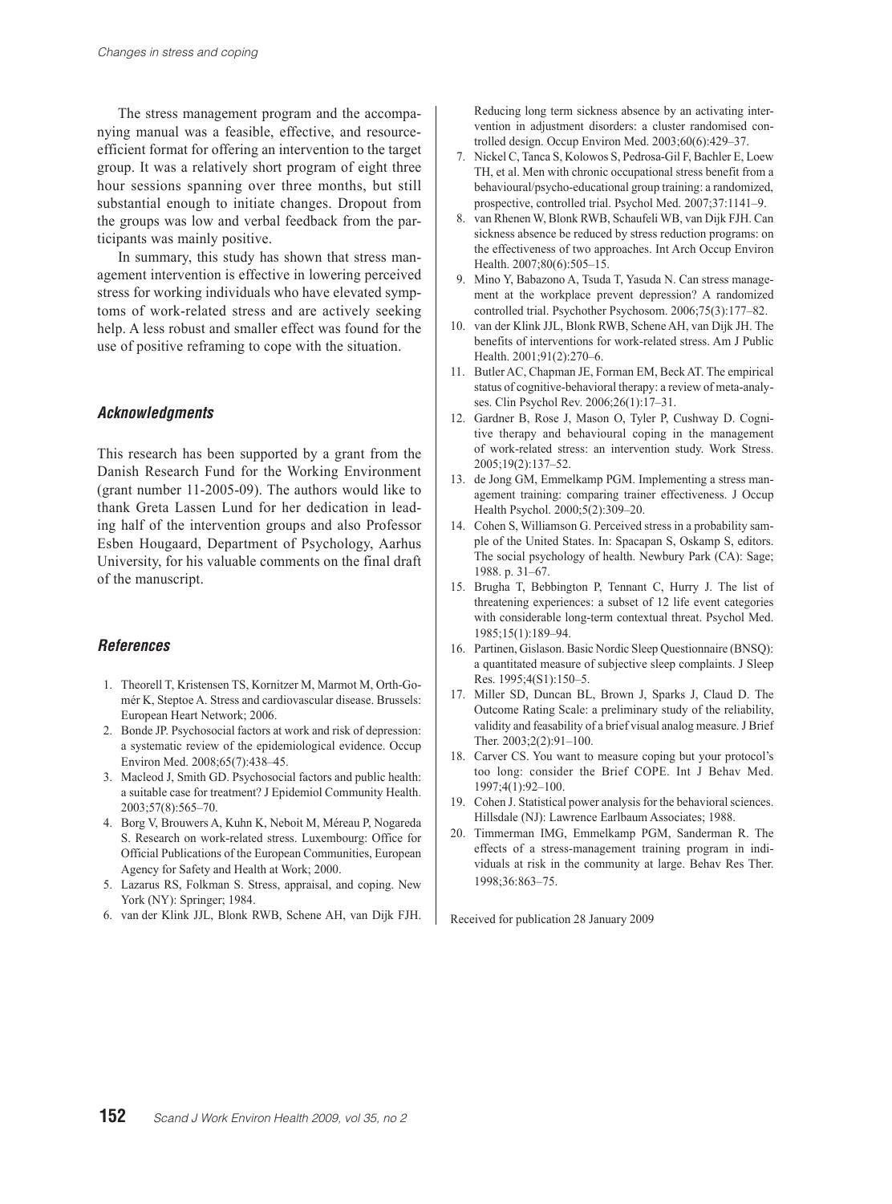The stress management program and the accompanying manual was a feasible, effective, and resource-efficient format for offering an intervention to the target group. It was a relatively short program of eight three hour sessions spanning over three months, but still substantial enough to initiate changes. Dropout from the groups was low and verbal feedback from the participants was mainly positive.

In summary, this study has shown that stress management intervention is effective in lowering perceived stress for working individuals who have elevated symptoms of work-related stress and are actively seeking help. A less robust and smaller effect was found for the use of positive reframing to cope with the situation.

### Acknowledgments

This research has been supported by a grant from the Danish Research Fund for the Working Environment (grant number 11-2005-09). The authors would like to thank Greta Lassen Lund for her dedication in leading half of the intervention groups and also Professor Esben Hougaard, Department of Psychology, Aarhus University, for his valuable comments on the final draft of the manuscript.

### References

1. Theorell T, Kristensen TS, Kornitzer M, Marmot M, Orth-Gomér K, Steptoe A. Stress and cardiovascular disease. Brussels: European Heart Network; 2006.
2. Bonde JP. Psychosocial factors at work and risk of depression: a systematic review of the epidemiological evidence. Occup Environ Med. 2008;65(7):438–45.
3. Macleod J, Smith GD. Psychosocial factors and public health: a suitable case for treatment? J Epidemiol Community Health. 2003;57(8):565–70.
4. Borg V, Brouwers A, Kuhn K, Neboit M, Méreau P, Nogareda S. Research on work-related stress. Luxembourg: Office for Official Publications of the European Communities, European Agency for Safety and Health at Work; 2000.
5. Lazarus RS, Folkman S. Stress, appraisal, and coping. New York (NY): Springer; 1984.
6. van der Klink JJL, Blonk RWB, Schene AH, van Dijk FJH. Reducing long term sickness absence by an activating intervention in adjustment disorders: a cluster randomised controlled design. Occup Environ Med. 2003;60(6):429–37.
7. Nickel C, Tanca S, Kolowos S, Pedrosa-Gil F, Bachler E, Loew TH, et al. Men with chronic occupational stress benefit from a behavioural/psycho-educational group training: a randomized, prospective, controlled trial. Psychol Med. 2007;37:1141–9.
8. van Rhenen W, Blonk RWB, Schaufeli WB, van Dijk FJH. Can sickness absence be reduced by stress reduction programs: on the effectiveness of two approaches. Int Arch Occup Environ Health. 2007;80(6):505–15.
9. Mino Y, Babazono A, Tsuda T, Yasuda N. Can stress management at the workplace prevent depression? A randomized controlled trial. Psychother Psychosom. 2006;75(3):177–82.
10. van der Klink JJL, Blonk RWB, Schene AH, van Dijk JH. The benefits of interventions for work-related stress. Am J Public Health. 2001;91(2):270–6.
11. Butler AC, Chapman JE, Forman EM, Beck AT. The empirical status of cognitive-behavioral therapy: a review of meta-analyses. Clin Psychol Rev. 2006;26(1):17–31.
12. Gardner B, Rose J, Mason O, Tyler P, Cushway D. Cognitive therapy and behavioural coping in the management of work-related stress: an intervention study. Work Stress. 2005;19(2):137–52.
13. de Jong GM, Emmelkamp PGM. Implementing a stress management training: comparing trainer effectiveness. J Occup Health Psychol. 2000;5(2):309–20.
14. Cohen S, Williamson G. Perceived stress in a probability sample of the United States. In: Spacapan S, Oskamp S, editors. The social psychology of health. Newbury Park (CA): Sage; 1988. p. 31–67.
15. Brugha T, Bebbington P, Tennant C, Hurry J. The list of threatening experiences: a subset of 12 life event categories with considerable long-term contextual threat. Psychol Med. 1985;15(1):189–94.
16. Partinen, Gislason. Basic Nordic Sleep Questionnaire (BNSQ): a quantitated measure of subjective sleep complaints. J Sleep Res. 1995;4(S1):150–5.
17. Miller SD, Duncan BL, Brown J, Sparks J, Claud D. The Outcome Rating Scale: a preliminary study of the reliability, validity and feasability of a brief visual analog measure. J Brief Ther. 2003;2(2):91–100.
18. Carver CS. You want to measure coping but your protocol's too long: consider the Brief COPE. Int J Behav Med. 1997;4(1):92–100.
19. Cohen J. Statistical power analysis for the behavioral sciences. Hillsdale (NJ): Lawrence Earlbaum Associates; 1988.
20. Timmerman IMG, Emmelkamp PGM, Sanderman R. The effects of a stress-management training program in individuals at risk in the community at large. Behav Res Ther. 1998;36:863–75.

Received for publication 28 January 2009